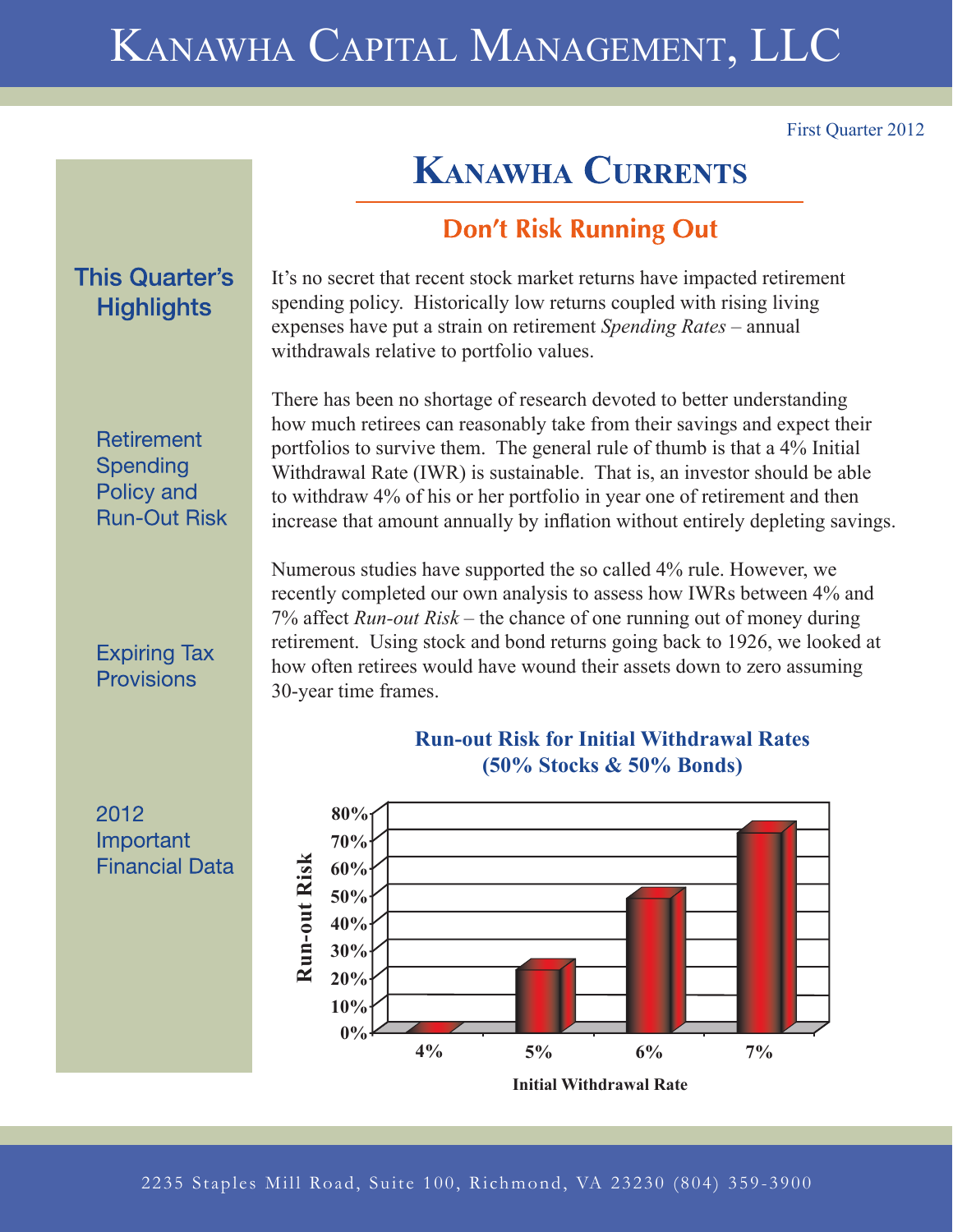# Kanawha Capital Management, LLC

First Quarter 2012

## Kanawha Currents

### This Quarter's Highlights

Retirement Spending Policy and Run-Out Risk

Expiring Tax Provisions

2012 Important Financial Data

### Don't Risk Running Out

It's no secret that recent stock market returns have impacted retirement spending policy. Historically low returns coupled with rising living expenses have put a strain on retirement *Spending Rates* – annual withdrawals relative to portfolio values.

There has been no shortage of research devoted to better understanding how much retirees can reasonably take from their savings and expect their portfolios to survive them. The general rule of thumb is that a 4% Initial Withdrawal Rate (IWR) is sustainable. That is, an investor should be able to withdraw 4% of his or her portfolio in year one of retirement and then increase that amount annually by inflation without entirely depleting savings.

Numerous studies have supported the so called 4% rule. However, we recently completed our own analysis to assess how IWRs between 4% and 7% affect *Run-out Risk* – the chance of one running out of money during retirement. Using stock and bond returns going back to 1926, we looked at how often retirees would have wound their assets down to zero assuming 30-year time frames.

**Run-out Risk for Initial Withdrawal Rates (50% Stocks & 50% Bonds)**

| Initial Withdrawal Rate | Run-out Risk (approx.) |
|---|---|
| 4% | 0% |
| 5% | 22% |
| 6% | 48% |
| 7% | 72% |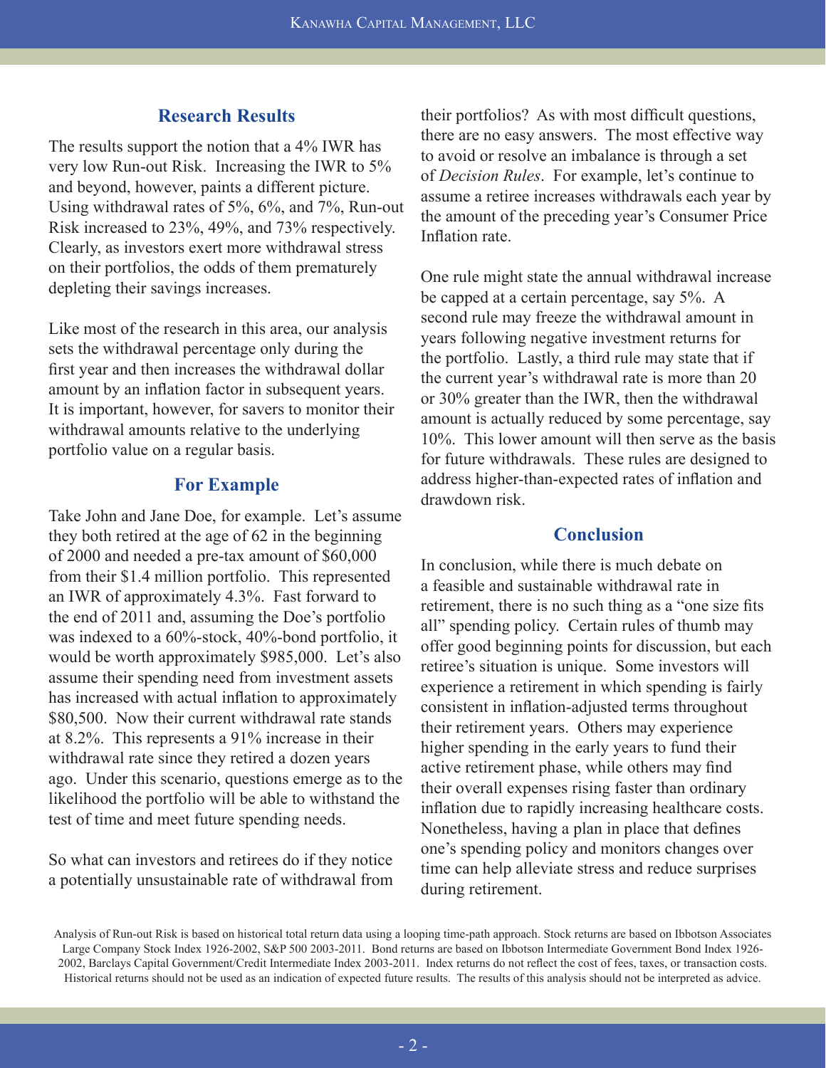## Research Results

The results support the notion that a 4% IWR has very low Run-out Risk. Increasing the IWR to 5% and beyond, however, paints a different picture. Using withdrawal rates of 5%, 6%, and 7%, Run-out Risk increased to 23%, 49%, and 73% respectively. Clearly, as investors exert more withdrawal stress on their portfolios, the odds of them prematurely depleting their savings increases.

Like most of the research in this area, our analysis sets the withdrawal percentage only during the first year and then increases the withdrawal dollar amount by an inflation factor in subsequent years. It is important, however, for savers to monitor their withdrawal amounts relative to the underlying portfolio value on a regular basis.

## For Example

Take John and Jane Doe, for example. Let's assume they both retired at the age of 62 in the beginning of 2000 and needed a pre-tax amount of $60,000 from their $1.4 million portfolio. This represented an IWR of approximately 4.3%. Fast forward to the end of 2011 and, assuming the Doe's portfolio was indexed to a 60%-stock, 40%-bond portfolio, it would be worth approximately $985,000. Let's also assume their spending need from investment assets has increased with actual inflation to approximately $80,500. Now their current withdrawal rate stands at 8.2%. This represents a 91% increase in their withdrawal rate since they retired a dozen years ago. Under this scenario, questions emerge as to the likelihood the portfolio will be able to withstand the test of time and meet future spending needs.

So what can investors and retirees do if they notice a potentially unsustainable rate of withdrawal from their portfolios? As with most difficult questions, there are no easy answers. The most effective way to avoid or resolve an imbalance is through a set of *Decision Rules*. For example, let's continue to assume a retiree increases withdrawals each year by the amount of the preceding year's Consumer Price Inflation rate.

One rule might state the annual withdrawal increase be capped at a certain percentage, say 5%. A second rule may freeze the withdrawal amount in years following negative investment returns for the portfolio. Lastly, a third rule may state that if the current year's withdrawal rate is more than 20 or 30% greater than the IWR, then the withdrawal amount is actually reduced by some percentage, say 10%. This lower amount will then serve as the basis for future withdrawals. These rules are designed to address higher-than-expected rates of inflation and drawdown risk.

## Conclusion

In conclusion, while there is much debate on a feasible and sustainable withdrawal rate in retirement, there is no such thing as a "one size fits all" spending policy. Certain rules of thumb may offer good beginning points for discussion, but each retiree's situation is unique. Some investors will experience a retirement in which spending is fairly consistent in inflation-adjusted terms throughout their retirement years. Others may experience higher spending in the early years to fund their active retirement phase, while others may find their overall expenses rising faster than ordinary inflation due to rapidly increasing healthcare costs. Nonetheless, having a plan in place that defines one's spending policy and monitors changes over time can help alleviate stress and reduce surprises during retirement.

Analysis of Run-out Risk is based on historical total return data using a looping time-path approach. Stock returns are based on Ibbotson Associates Large Company Stock Index 1926-2002, S&P 500 2003-2011. Bond returns are based on Ibbotson Intermediate Government Bond Index 1926-2002, Barclays Capital Government/Credit Intermediate Index 2003-2011. Index returns do not reflect the cost of fees, taxes, or transaction costs. Historical returns should not be used as an indication of expected future results. The results of this analysis should not be interpreted as advice.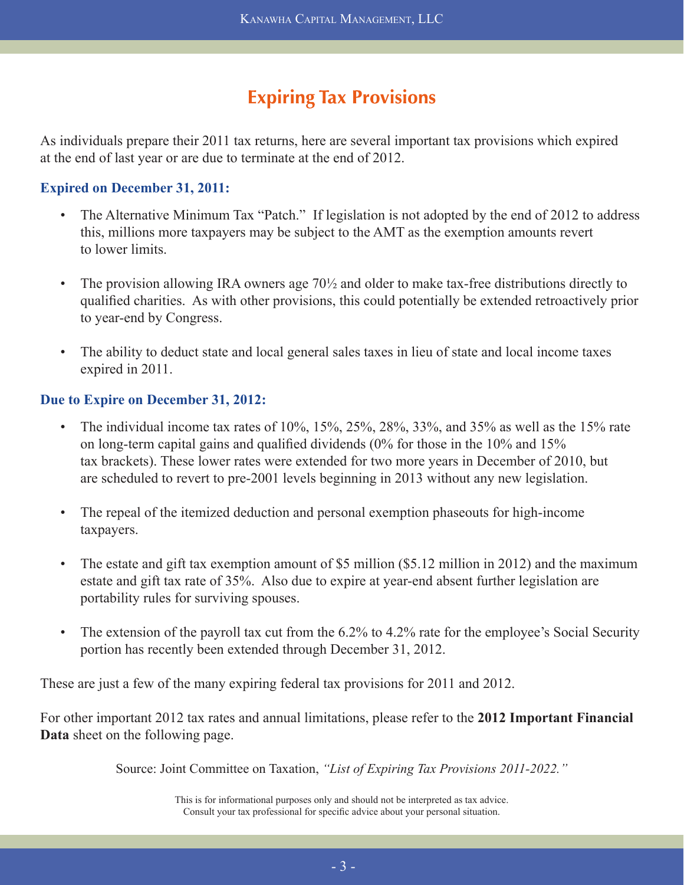# Expiring Tax Provisions

As individuals prepare their 2011 tax returns, here are several important tax provisions which expired at the end of last year or are due to terminate at the end of 2012.

### Expired on December 31, 2011:

- The Alternative Minimum Tax "Patch." If legislation is not adopted by the end of 2012 to address this, millions more taxpayers may be subject to the AMT as the exemption amounts revert to lower limits.
- The provision allowing IRA owners age 70½ and older to make tax-free distributions directly to qualified charities. As with other provisions, this could potentially be extended retroactively prior to year-end by Congress.
- The ability to deduct state and local general sales taxes in lieu of state and local income taxes expired in 2011.

### Due to Expire on December 31, 2012:

- The individual income tax rates of 10%, 15%, 25%, 28%, 33%, and 35% as well as the 15% rate on long-term capital gains and qualified dividends (0% for those in the 10% and 15% tax brackets). These lower rates were extended for two more years in December of 2010, but are scheduled to revert to pre-2001 levels beginning in 2013 without any new legislation.
- The repeal of the itemized deduction and personal exemption phaseouts for high-income taxpayers.
- The estate and gift tax exemption amount of $5 million ($5.12 million in 2012) and the maximum estate and gift tax rate of 35%. Also due to expire at year-end absent further legislation are portability rules for surviving spouses.
- The extension of the payroll tax cut from the 6.2% to 4.2% rate for the employee's Social Security portion has recently been extended through December 31, 2012.

These are just a few of the many expiring federal tax provisions for 2011 and 2012.

For other important 2012 tax rates and annual limitations, please refer to the **2012 Important Financial Data** sheet on the following page.

Source: Joint Committee on Taxation, *"List of Expiring Tax Provisions 2011-2022."*

This is for informational purposes only and should not be interpreted as tax advice.
Consult your tax professional for specific advice about your personal situation.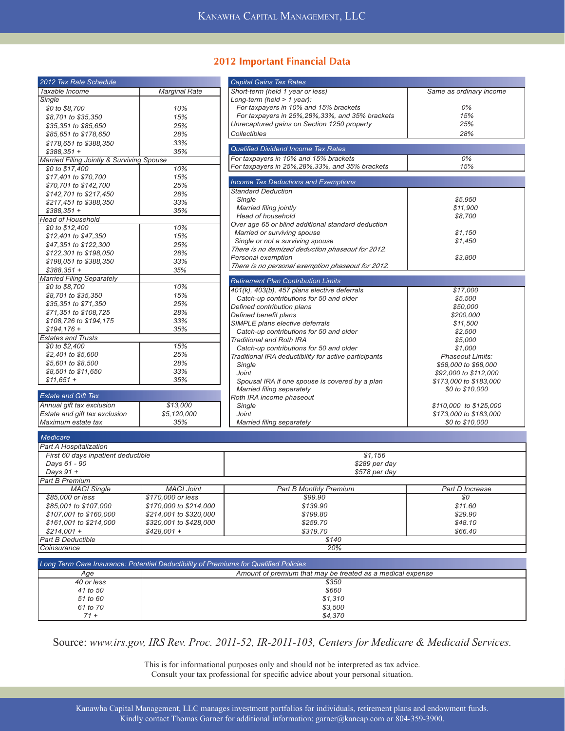## 2012 Important Financial Data

| 2012 Tax Rate Schedule | |
|---|---|
| Taxable Income | Marginal Rate |
| **Single** | |
| $0 to $8,700 | 10% |
| $8,701 to $35,350 | 15% |
| $35,351 to $85,650 | 25% |
| $85,651 to $178,650 | 28% |
| $178,651 to $388,350 | 33% |
| $388,351 + | 35% |
| **Married Filing Jointly & Surviving Spouse** | |
| $0 to $17,400 | 10% |
| $17,401 to $70,700 | 15% |
| $70,701 to $142,700 | 25% |
| $142,701 to $217,450 | 28% |
| $217,451 to $388,350 | 33% |
| $388,351 + | 35% |
| **Head of Household** | |
| $0 to $12,400 | 10% |
| $12,401 to $47,350 | 15% |
| $47,351 to $122,300 | 25% |
| $122,301 to $198,050 | 28% |
| $198,051 to $388,350 | 33% |
| $388,351 + | 35% |
| **Married Filing Separately** | |
| $0 to $8,700 | 10% |
| $8,701 to $35,350 | 15% |
| $35,351 to $71,350 | 25% |
| $71,351 to $108,725 | 28% |
| $108,726 to $194,175 | 33% |
| $194,176 + | 35% |
| **Estates and Trusts** | |
| $0 to $2,400 | 15% |
| $2,401 to $5,600 | 25% |
| $5,601 to $8,500 | 28% |
| $8,501 to $11,650 | 33% |
| $11,651 + | 35% |

| Estate and Gift Tax | |
|---|---|
| Annual gift tax exclusion | $13,000 |
| Estate and gift tax exclusion | $5,120,000 |
| Maximum estate tax | 35% |

| Capital Gains Tax Rates | |
|---|---|
| Short-term (held 1 year or less) | Same as ordinary income |
| Long-term (held > 1 year): | |
| For taxpayers in 10% and 15% brackets | 0% |
| For taxpayers in 25%,28%,33%, and 35% brackets | 15% |
| Unrecaptured gains on Section 1250 property | 25% |
| Collectibles | 28% |

| Qualified Dividend Income Tax Rates | |
|---|---|
| For taxpayers in 10% and 15% brackets | 0% |
| For taxpayers in 25%,28%,33%, and 35% brackets | 15% |

| Income Tax Deductions and Exemptions | |
|---|---|
| Standard Deduction | |
| Single | $5,950 |
| Married filing jointly | $11,900 |
| Head of household | $8,700 |
| Over age 65 or blind additional standard deduction | |
| Married or surviving spouse | $1,150 |
| Single or not a surviving spouse | $1,450 |
| There is no itemized deduction phaseout for 2012. | |
| Personal exemption | $3,800 |
| There is no personal exemption phaseout for 2012. | |

| Retirement Plan Contribution Limits | |
|---|---|
| 401(k), 403(b), 457 plans elective deferrals | $17,000 |
| Catch-up contributions for 50 and older | $5,500 |
| Defined contribution plans | $50,000 |
| Defined benefit plans | $200,000 |
| SIMPLE plans elective deferrals | $11,500 |
| Catch-up contributions for 50 and older | $2,500 |
| Traditional and Roth IRA | $5,000 |
| Catch-up contributions for 50 and older | $1,000 |
| Traditional IRA deductibility for active participants | Phaseout Limits: |
| Single | $58,000 to $68,000 |
| Joint | $92,000 to $112,000 |
| Spousal IRA if one spouse is covered by a plan | $173,000 to $183,000 |
| Married filing separately | $0 to $10,000 |
| Roth IRA income phaseout | |
| Single | $110,000 to $125,000 |
| Joint | $173,000 to $183,000 |
| Married filing separately | $0 to $10,000 |

| Medicare | | | |
|---|---|---|---|
| **Part A Hospitalization** | | | |
| First 60 days inpatient deductible | | $1,156 | |
| Days 61 - 90 | | $289 per day | |
| Days 91 + | | $578 per day | |
| **Part B Premium** | | | |
| MAGI Single | MAGI Joint | Part B Monthly Premium | Part D Increase |
| $85,000 or less | $170,000 or less | $99.90 | $0 |
| $85,001 to $107,000 | $170,000 to $214,000 | $139.90 | $11.60 |
| $107,001 to $160,000 | $214,001 to $320,000 | $199.80 | $29.90 |
| $161,001 to $214,000 | $320,001 to $428,000 | $259.70 | $48.10 |
| $214,001 + | $428,001 + | $319.70 | $66.40 |
| Part B Deductible | | $140 | |
| Coinsurance | | 20% | |

| Long Term Care Insurance: Potential Deductibility of Premiums for Qualified Policies | |
|---|---|
| Age | Amount of premium that may be treated as a medical expense |
| 40 or less | $350 |
| 41 to 50 | $660 |
| 51 to 60 | $1,310 |
| 61 to 70 | $3,500 |
| 71 + | $4,370 |

Source: *www.irs.gov, IRS Rev. Proc. 2011-52, IR-2011-103, Centers for Medicare & Medicaid Services.*

This is for informational purposes only and should not be interpreted as tax advice.
Consult your tax professional for specific advice about your personal situation.

Kanawha Capital Management, LLC manages investment portfolios for individuals, retirement plans and endowment funds.
Kindly contact Thomas Garner for additional information: garner@kancap.com or 804-359-3900.